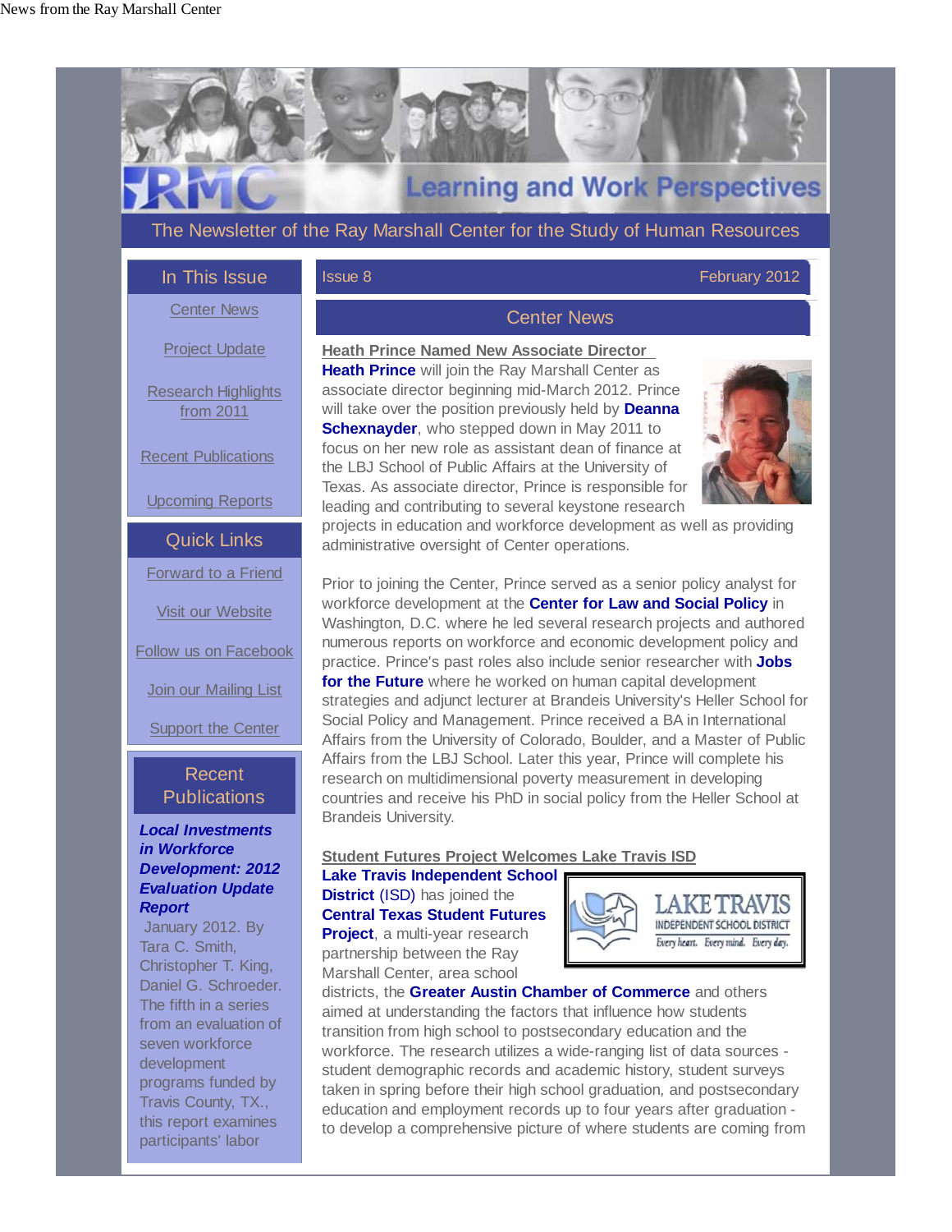News from the Ray Marshall Center

# Learning and Work Perspectives

The Newsletter of the Ray Marshall Center for the Study of Human Resources

## In This Issue

- Center News
- Project Update
- Research Highlights from 2011
- Recent Publications
- Upcoming Reports

## Quick Links

- Forward to a Friend
- Visit our Website
- Follow us on Facebook
- Join our Mailing List
- Support the Center

## Recent Publications

***Local Investments in Workforce Development: 2012 Evaluation Update Report***
January 2012. By Tara C. Smith, Christopher T. King, Daniel G. Schroeder. The fifth in a series from an evaluation of seven workforce development programs funded by Travis County, TX., this report examines participants' labor

Issue 8 — February 2012

## Center News

### Heath Prince Named New Associate Director

**Heath Prince** will join the Ray Marshall Center as associate director beginning mid-March 2012. Prince will take over the position previously held by **Deanna Schexnayder**, who stepped down in May 2011 to focus on her new role as assistant dean of finance at the LBJ School of Public Affairs at the University of Texas. As associate director, Prince is responsible for leading and contributing to several keystone research projects in education and workforce development as well as providing administrative oversight of Center operations.

Prior to joining the Center, Prince served as a senior policy analyst for workforce development at the **Center for Law and Social Policy** in Washington, D.C. where he led several research projects and authored numerous reports on workforce and economic development policy and practice. Prince's past roles also include senior researcher with **Jobs for the Future** where he worked on human capital development strategies and adjunct lecturer at Brandeis University's Heller School for Social Policy and Management. Prince received a BA in International Affairs from the University of Colorado, Boulder, and a Master of Public Affairs from the LBJ School. Later this year, Prince will complete his research on multidimensional poverty measurement in developing countries and receive his PhD in social policy from the Heller School at Brandeis University.

### Student Futures Project Welcomes Lake Travis ISD

**Lake Travis Independent School District** (ISD) has joined the **Central Texas Student Futures Project**, a multi-year research partnership between the Ray Marshall Center, area school districts, the **Greater Austin Chamber of Commerce** and others aimed at understanding the factors that influence how students transition from high school to postsecondary education and the workforce. The research utilizes a wide-ranging list of data sources - student demographic records and academic history, student surveys taken in spring before their high school graduation, and postsecondary education and employment records up to four years after graduation - to develop a comprehensive picture of where students are coming from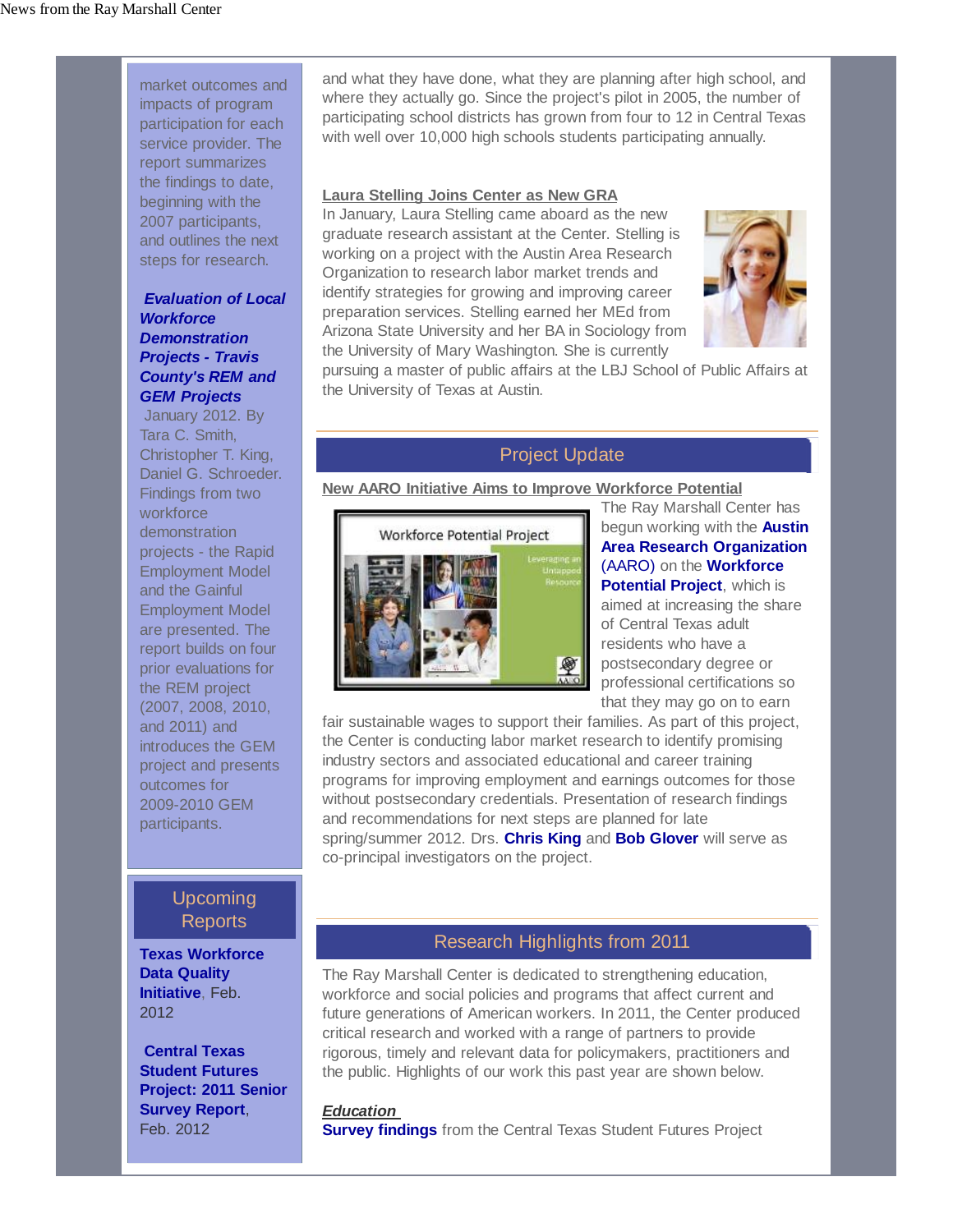market outcomes and impacts of program participation for each service provider. The report summarizes the findings to date, beginning with the 2007 participants, and outlines the next steps for research.

***Evaluation of Local Workforce Demonstration Projects - Travis County's REM and GEM Projects***
January 2012. By Tara C. Smith, Christopher T. King, Daniel G. Schroeder. Findings from two workforce demonstration projects - the Rapid Employment Model and the Gainful Employment Model are presented. The report builds on four prior evaluations for the REM project (2007, 2008, 2010, and 2011) and introduces the GEM project and presents outcomes for 2009-2010 GEM participants.

## Upcoming Reports

**Texas Workforce Data Quality Initiative**, Feb. 2012

**Central Texas Student Futures Project: 2011 Senior Survey Report**, Feb. 2012

and what they have done, what they are planning after high school, and where they actually go. Since the project's pilot in 2005, the number of participating school districts has grown from four to 12 in Central Texas with well over 10,000 high schools students participating annually.

### Laura Stelling Joins Center as New GRA

In January, Laura Stelling came aboard as the new graduate research assistant at the Center. Stelling is working on a project with the Austin Area Research Organization to research labor market trends and identify strategies for growing and improving career preparation services. Stelling earned her MEd from Arizona State University and her BA in Sociology from the University of Mary Washington. She is currently pursuing a master of public affairs at the LBJ School of Public Affairs at the University of Texas at Austin.

## Project Update

### New AARO Initiative Aims to Improve Workforce Potential

The Ray Marshall Center has begun working with the **Austin Area Research Organization** (AARO) on the **Workforce Potential Project**, which is aimed at increasing the share of Central Texas adult residents who have a postsecondary degree or professional certifications so that they may go on to earn fair sustainable wages to support their families. As part of this project, the Center is conducting labor market research to identify promising industry sectors and associated educational and career training programs for improving employment and earnings outcomes for those without postsecondary credentials. Presentation of research findings and recommendations for next steps are planned for late spring/summer 2012. Drs. **Chris King** and **Bob Glover** will serve as co-principal investigators on the project.

## Research Highlights from 2011

The Ray Marshall Center is dedicated to strengthening education, workforce and social policies and programs that affect current and future generations of American workers. In 2011, the Center produced critical research and worked with a range of partners to provide rigorous, timely and relevant data for policymakers, practitioners and the public. Highlights of our work this past year are shown below.

***Education***

**Survey findings** from the Central Texas Student Futures Project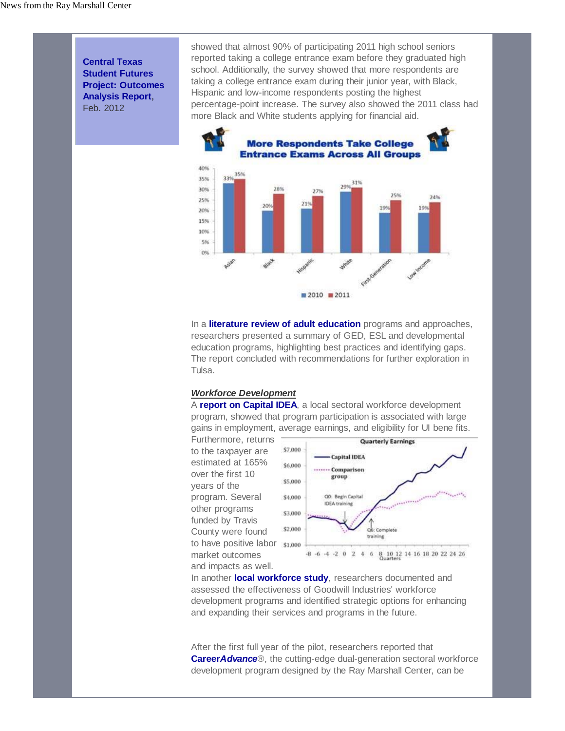**Central Texas Student Futures Project: Outcomes Analysis Report**, Feb. 2012

showed that almost 90% of participating 2011 high school seniors reported taking a college entrance exam before they graduated high school. Additionally, the survey showed that more respondents are taking a college entrance exam during their junior year, with Black, Hispanic and low-income respondents posting the highest percentage-point increase. The survey also showed the 2011 class had more Black and White students applying for financial aid.

**More Respondents Take College Entrance Exams Across All Groups**

| Group | 2010 | 2011 |
|---|---|---|
| Asian | 33% | 35% |
| Black | 20% | 28% |
| Hispanic | 21% | 27% |
| White | 29% | 31% |
| First-Generation | 19% | 25% |
| Low Income | 19% | 24% |

In a **literature review of adult education** programs and approaches, researchers presented a summary of GED, ESL and developmental education programs, highlighting best practices and identifying gaps. The report concluded with recommendations for further exploration in Tulsa.

***Workforce Development***

A **report on Capital IDEA**, a local sectoral workforce development program, showed that program participation is associated with large gains in employment, average earnings, and eligibility for UI bene fits. Furthermore, returns to the taxpayer are estimated at 165% over the first 10 years of the program. Several other programs funded by Travis County were found to have positive labor market outcomes and impacts as well.

**Quarterly Earnings**

(Chart: Capital IDEA vs. Comparison group; Q0: Begin Capital IDEA training; Q6: Complete training; y-axis $1,000–$7,000; x-axis Quarters -8 to 26)

In another **local workforce study**, researchers documented and assessed the effectiveness of Goodwill Industries' workforce development programs and identified strategic options for enhancing and expanding their services and programs in the future.

After the first full year of the pilot, researchers reported that **Career*Advance***®, the cutting-edge dual-generation sectoral workforce development program designed by the Ray Marshall Center, can be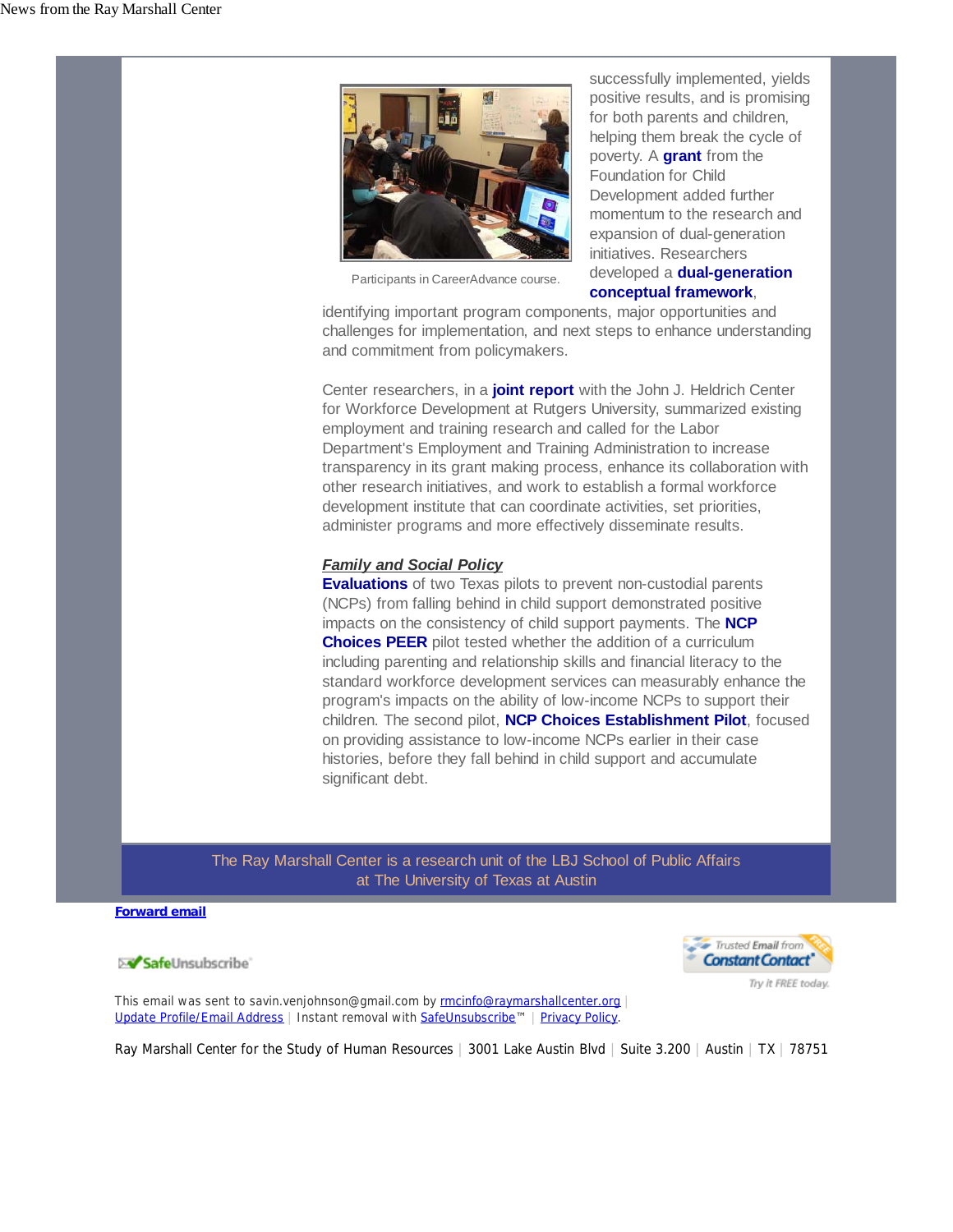Participants in CareerAdvance course.

successfully implemented, yields positive results, and is promising for both parents and children, helping them break the cycle of poverty. A **grant** from the Foundation for Child Development added further momentum to the research and expansion of dual-generation initiatives. Researchers developed a **dual-generation conceptual framework**, identifying important program components, major opportunities and challenges for implementation, and next steps to enhance understanding and commitment from policymakers.

Center researchers, in a **joint report** with the John J. Heldrich Center for Workforce Development at Rutgers University, summarized existing employment and training research and called for the Labor Department's Employment and Training Administration to increase transparency in its grant making process, enhance its collaboration with other research initiatives, and work to establish a formal workforce development institute that can coordinate activities, set priorities, administer programs and more effectively disseminate results.

***Family and Social Policy***

**Evaluations** of two Texas pilots to prevent non-custodial parents (NCPs) from falling behind in child support demonstrated positive impacts on the consistency of child support payments. The **NCP Choices PEER** pilot tested whether the addition of a curriculum including parenting and relationship skills and financial literacy to the standard workforce development services can measurably enhance the program's impacts on the ability of low-income NCPs to support their children. The second pilot, **NCP Choices Establishment Pilot**, focused on providing assistance to low-income NCPs earlier in their case histories, before they fall behind in child support and accumulate significant debt.

The Ray Marshall Center is a research unit of the LBJ School of Public Affairs at The University of Texas at Austin

**Forward email**

SafeUnsubscribe

Trusted Email from Constant Contact
Try it FREE today.

This email was sent to savin.venjohnson@gmail.com by rmcinfo@raymarshallcenter.org | Update Profile/Email Address | Instant removal with SafeUnsubscribe™ | Privacy Policy.

Ray Marshall Center for the Study of Human Resources | 3001 Lake Austin Blvd | Suite 3.200 | Austin | TX | 78751